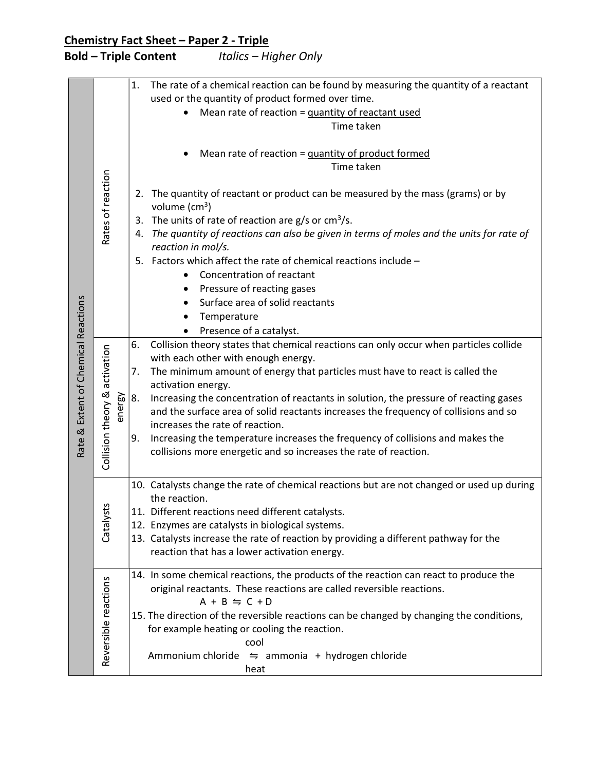# Chemistry Fact Sheet – Paper 2 - Triple

**Bold – Triple Content** *Italics – Higher Only*

| Rate & Extent of Chemical Reactions | | |
|---|---|---|
| | Rates of reaction | 1. The rate of a chemical reaction can be found by measuring the quantity of a reactant used or the quantity of product formed over time. <br> • Mean rate of reaction = $\frac{\text{quantity of reactant used}}{\text{Time taken}}$ <br> • Mean rate of reaction = $\frac{\text{quantity of product formed}}{\text{Time taken}}$ <br> 2. The quantity of reactant or product can be measured by the mass (grams) or by volume ($cm^3$) <br> 3. The units of rate of reaction are g/s or $cm^3$/s. <br> 4. *The quantity of reactions can also be given in terms of moles and the units for rate of reaction in mol/s.* <br> 5. Factors which affect the rate of chemical reactions include – <br> • Concentration of reactant <br> • Pressure of reacting gases <br> • Surface area of solid reactants <br> • Temperature <br> • Presence of a catalyst. |
| | Collision theory & activation energy | 6. Collision theory states that chemical reactions can only occur when particles collide with each other with enough energy. <br> 7. The minimum amount of energy that particles must have to react is called the activation energy. <br> 8. Increasing the concentration of reactants in solution, the pressure of reacting gases and the surface area of solid reactants increases the frequency of collisions and so increases the rate of reaction. <br> 9. Increasing the temperature increases the frequency of collisions and makes the collisions more energetic and so increases the rate of reaction. |
| | Catalysts | 10. Catalysts change the rate of chemical reactions but are not changed or used up during the reaction. <br> 11. Different reactions need different catalysts. <br> 12. Enzymes are catalysts in biological systems. <br> 13. Catalysts increase the rate of reaction by providing a different pathway for the reaction that has a lower activation energy. |
| | Reversible reactions | 14. In some chemical reactions, the products of the reaction can react to produce the original reactants. These reactions are called reversible reactions. <br> $A + B \rightleftharpoons C + D$ <br> 15. The direction of the reversible reactions can be changed by changing the conditions, for example heating or cooling the reaction. <br> $\text{Ammonium chloride} \underset{\text{heat}}{\overset{\text{cool}}{\rightleftharpoons}} \text{ammonia} + \text{hydrogen chloride}$ |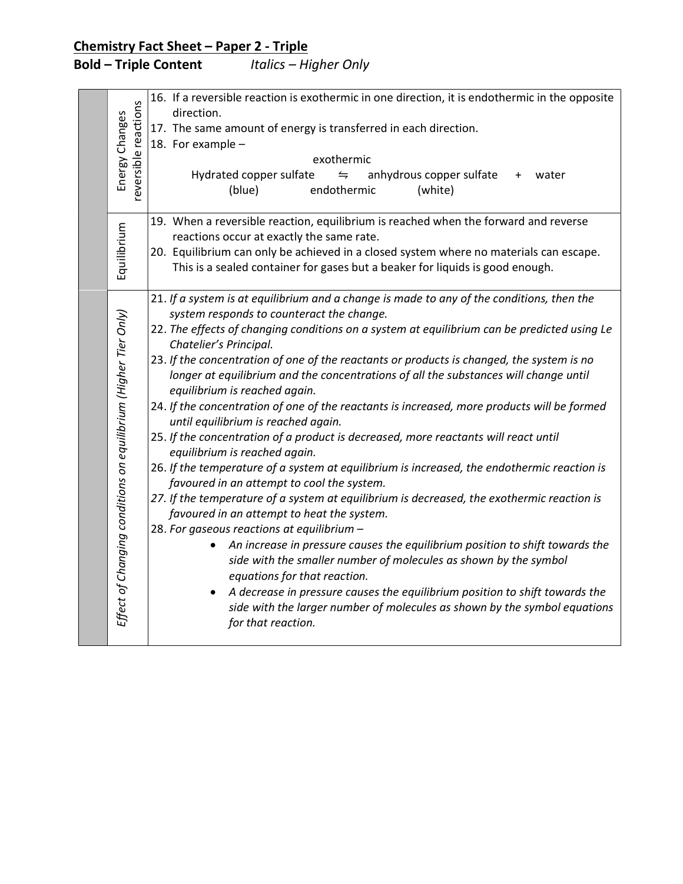## Chemistry Fact Sheet – Paper 2 - Triple

**Bold – Triple Content** *Italics – Higher Only*

| | | |
|---|---|---|
| | Energy Changes reversible reactions | 16. If a reversible reaction is exothermic in one direction, it is endothermic in the opposite direction.<br>17. The same amount of energy is transferred in each direction.<br>18. For example –<br>exothermic<br>Hydrated copper sulfate ⇋ anhydrous copper sulfate + water<br>(blue) endothermic (white) |
| | Equilibrium | 19. When a reversible reaction, equilibrium is reached when the forward and reverse reactions occur at exactly the same rate.<br>20. Equilibrium can only be achieved in a closed system where no materials can escape. This is a sealed container for gases but a beaker for liquids is good enough. |
| | *Effect of Changing conditions on equilibrium (Higher Tier Only)* | 21. *If a system is at equilibrium and a change is made to any of the conditions, then the system responds to counteract the change.*<br>22. *The effects of changing conditions on a system at equilibrium can be predicted using Le Chatelier's Principal.*<br>23. *If the concentration of one of the reactants or products is changed, the system is no longer at equilibrium and the concentrations of all the substances will change until equilibrium is reached again.*<br>24. *If the concentration of one of the reactants is increased, more products will be formed until equilibrium is reached again.*<br>25. *If the concentration of a product is decreased, more reactants will react until equilibrium is reached again.*<br>26. *If the temperature of a system at equilibrium is increased, the endothermic reaction is favoured in an attempt to cool the system.*<br>27. *If the temperature of a system at equilibrium is decreased, the exothermic reaction is favoured in an attempt to heat the system.*<br>28. *For gaseous reactions at equilibrium –*<br>• *An increase in pressure causes the equilibrium position to shift towards the side with the smaller number of molecules as shown by the symbol equations for that reaction.*<br>• *A decrease in pressure causes the equilibrium position to shift towards the side with the larger number of molecules as shown by the symbol equations for that reaction.* |